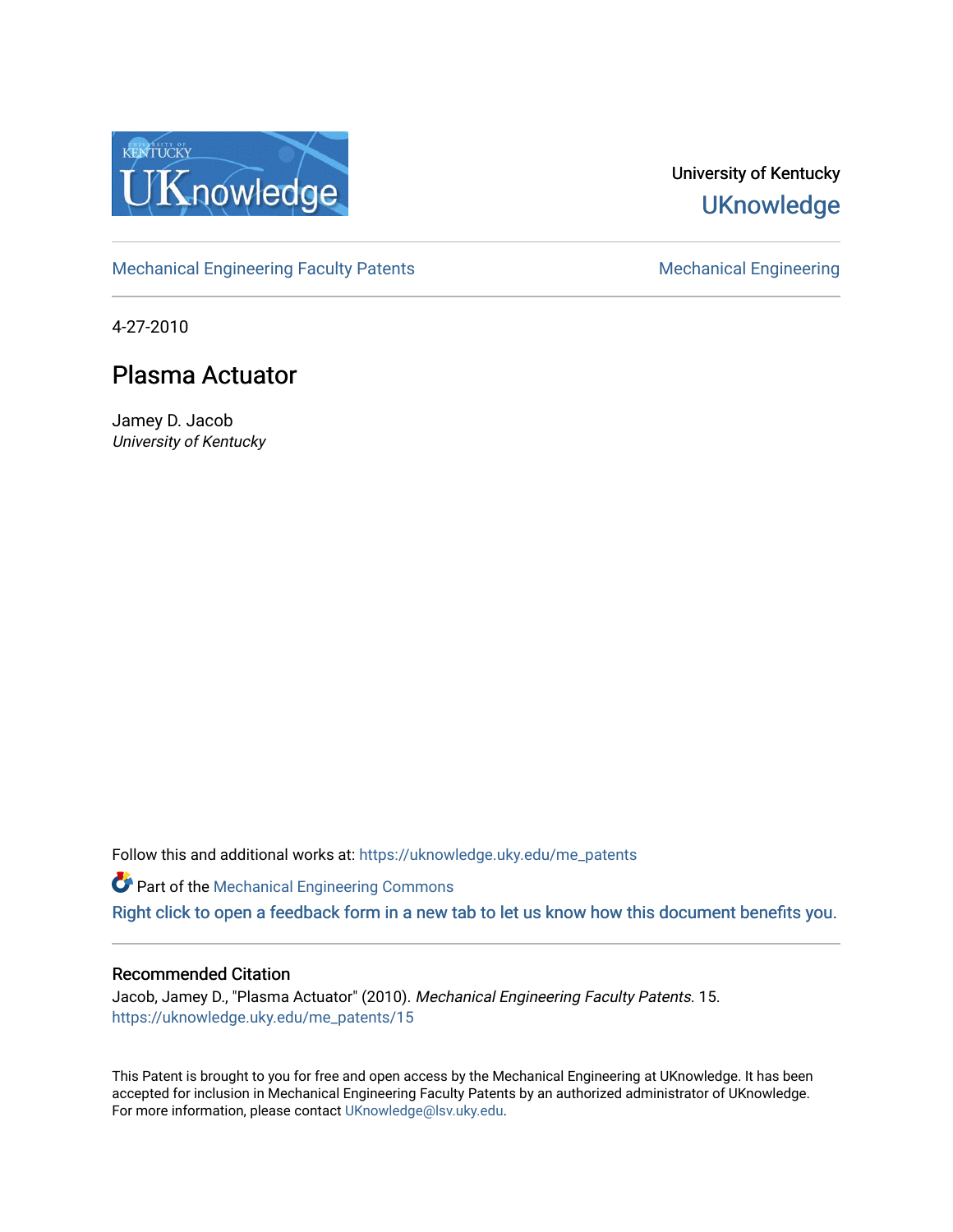University of Kentucky

UKnowledge

Mechanical Engineering Faculty Patents

Mechanical Engineering

4-27-2010

# Plasma Actuator

Jamey D. Jacob
*University of Kentucky*

Follow this and additional works at: https://uknowledge.uky.edu/me_patents

Part of the Mechanical Engineering Commons

Right click to open a feedback form in a new tab to let us know how this document benefits you.

## Recommended Citation

Jacob, Jamey D., "Plasma Actuator" (2010). *Mechanical Engineering Faculty Patents*. 15.
https://uknowledge.uky.edu/me_patents/15

This Patent is brought to you for free and open access by the Mechanical Engineering at UKnowledge. It has been accepted for inclusion in Mechanical Engineering Faculty Patents by an authorized administrator of UKnowledge. For more information, please contact UKnowledge@lsv.uky.edu.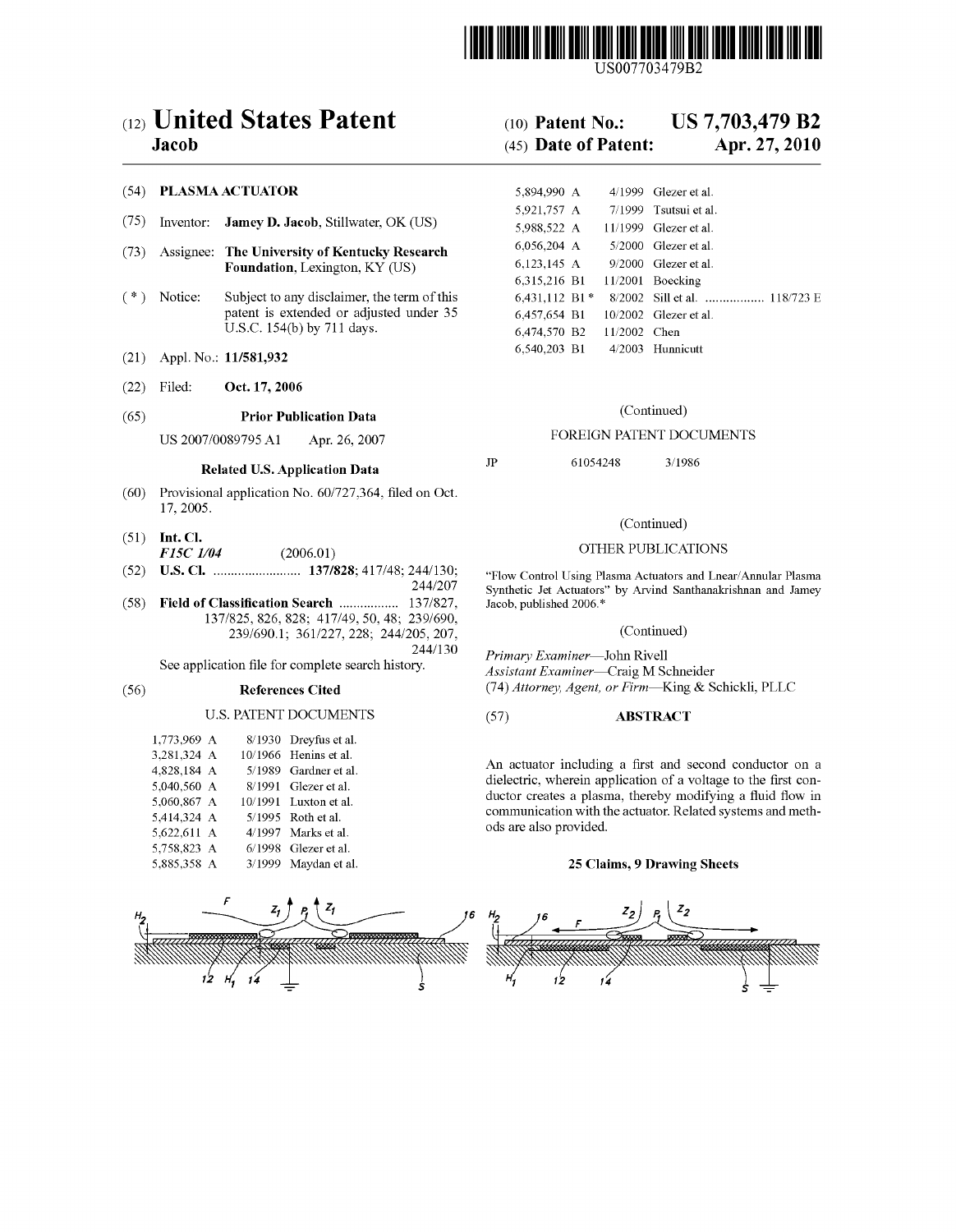# (12) United States Patent
**Jacob**

(10) **Patent No.:** **US 7,703,479 B2**

(45) **Date of Patent:** **Apr. 27, 2010**

(54) **PLASMA ACTUATOR**

(75) Inventor: **Jamey D. Jacob**, Stillwater, OK (US)

(73) Assignee: **The University of Kentucky Research Foundation**, Lexington, KY (US)

( * ) Notice: Subject to any disclaimer, the term of this patent is extended or adjusted under 35 U.S.C. 154(b) by 711 days.

(21) Appl. No.: **11/581,932**

(22) Filed: **Oct. 17, 2006**

(65) **Prior Publication Data**

US 2007/0089795 A1 Apr. 26, 2007

**Related U.S. Application Data**

(60) Provisional application No. 60/727,364, filed on Oct. 17, 2005.

(51) **Int. Cl.**
*F15C 1/04* (2006.01)

(52) **U.S. Cl.** ......................... **137/828**; 417/48; 244/130; 244/207

(58) **Field of Classification Search** ................. 137/827, 137/825, 826, 828; 417/49, 50, 48; 239/690, 239/690.1; 361/227, 228; 244/205, 207, 244/130

See application file for complete search history.

(56) **References Cited**

U.S. PATENT DOCUMENTS

| | | |
|---|---|---|
| 1,773,969 A | 8/1930 | Dreyfus et al. |
| 3,281,324 A | 10/1966 | Henins et al. |
| 4,828,184 A | 5/1989 | Gardner et al. |
| 5,040,560 A | 8/1991 | Glezer et al. |
| 5,060,867 A | 10/1991 | Luxton et al. |
| 5,414,324 A | 5/1995 | Roth et al. |
| 5,622,611 A | 4/1997 | Marks et al. |
| 5,758,823 A | 6/1998 | Glezer et al. |
| 5,885,358 A | 3/1999 | Maydan et al. |
| 5,894,990 A | 4/1999 | Glezer et al. |
| 5,921,757 A | 7/1999 | Tsutsui et al. |
| 5,988,522 A | 11/1999 | Glezer et al. |
| 6,056,204 A | 5/2000 | Glezer et al. |
| 6,123,145 A | 9/2000 | Glezer et al. |
| 6,315,216 B1 | 11/2001 | Boecking |
| 6,431,112 B1 * | 8/2002 | Sill et al. ................. 118/723 E |
| 6,457,654 B1 | 10/2002 | Glezer et al. |
| 6,474,570 B2 | 11/2002 | Chen |
| 6,540,203 B1 | 4/2003 | Hunnicutt |

(Continued)

FOREIGN PATENT DOCUMENTS

| | | |
|---|---|---|
| JP | 61054248 | 3/1986 |

(Continued)

OTHER PUBLICATIONS

"Flow Control Using Plasma Actuators and Lnear/Annular Plasma Synthetic Jet Actuators" by Arvind Santhanakrishnan and Jamey Jacob, published 2006.*

(Continued)

*Primary Examiner*—John Rivell
*Assistant Examiner*—Craig M Schneider
(74) *Attorney, Agent, or Firm*—King & Schickli, PLLC

(57) **ABSTRACT**

An actuator including a first and second conductor on a dielectric, wherein application of a voltage to the first conductor creates a plasma, thereby modifying a fluid flow in communication with the actuator. Related systems and methods are also provided.

**25 Claims, 9 Drawing Sheets**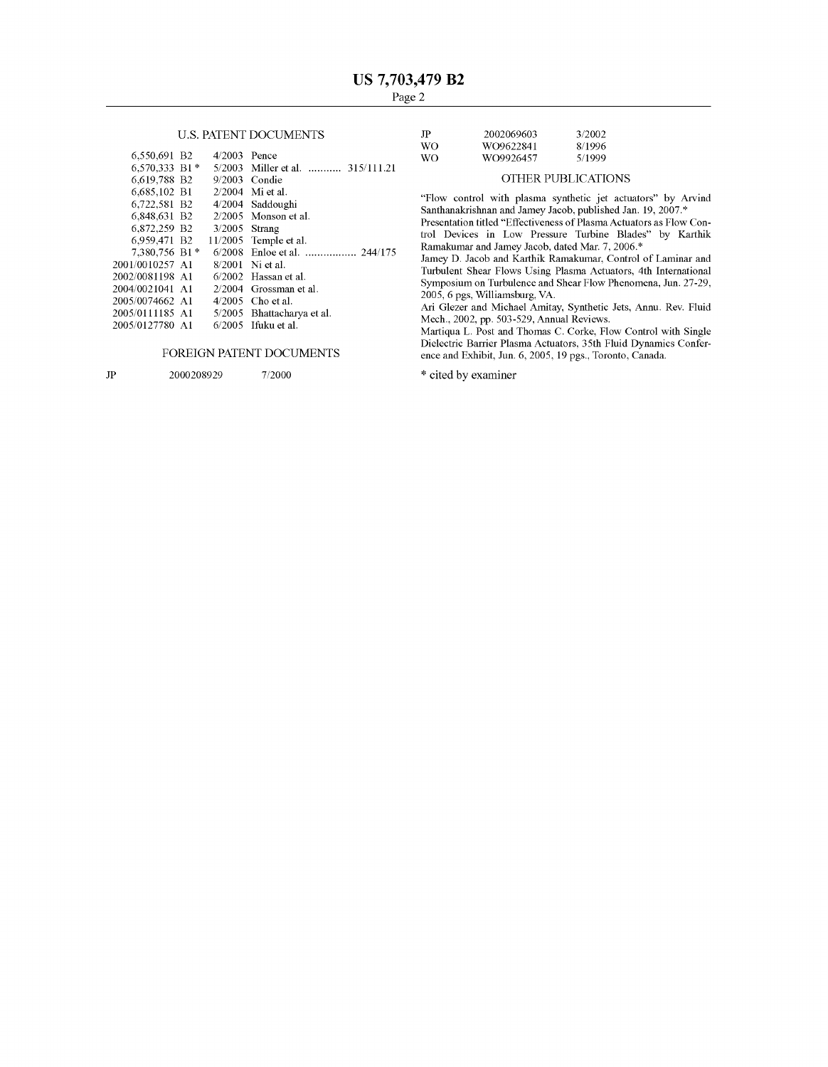## U.S. PATENT DOCUMENTS

| | | | |
|---|---|---|---|
| 6,550,691 B2 | 4/2003 | Pence | |
| 6,570,333 B1 * | 5/2003 | Miller et al. | 315/111.21 |
| 6,619,788 B2 | 9/2003 | Condie | |
| 6,685,102 B1 | 2/2004 | Mi et al. | |
| 6,722,581 B2 | 4/2004 | Saddoughi | |
| 6,848,631 B2 | 2/2005 | Monson et al. | |
| 6,872,259 B2 | 3/2005 | Strang | |
| 6,959,471 B2 | 11/2005 | Temple et al. | |
| 7,380,756 B1 * | 6/2008 | Enloe et al. | 244/175 |
| 2001/0010257 A1 | 8/2001 | Ni et al. | |
| 2002/0081198 A1 | 6/2002 | Hassan et al. | |
| 2004/0021041 A1 | 2/2004 | Grossman et al. | |
| 2005/0074662 A1 | 4/2005 | Cho et al. | |
| 2005/0111185 A1 | 5/2005 | Bhattacharya et al. | |
| 2005/0127780 A1 | 6/2005 | Ifuku et al. | |

## FOREIGN PATENT DOCUMENTS

| | | |
|---|---|---|
| JP | 2000208929 | 7/2000 |
| JP | 2002069603 | 3/2002 |
| WO | WO9622841 | 8/1996 |
| WO | WO9926457 | 5/1999 |

## OTHER PUBLICATIONS

"Flow control with plasma synthetic jet actuators" by Arvind Santhanakrishnan and Jamey Jacob, published Jan. 19, 2007.*

Presentation titled "Effectiveness of Plasma Actuators as Flow Control Devices in Low Pressure Turbine Blades" by Karthik Ramakumar and Jamey Jacob, dated Mar. 7, 2006.*

Jamey D. Jacob and Karthik Ramakumar, Control of Laminar and Turbulent Shear Flows Using Plasma Actuators, 4th International Symposium on Turbulence and Shear Flow Phenomena, Jun. 27-29, 2005, 6 pgs, Williamsburg, VA.

Ari Glezer and Michael Amitay, Synthetic Jets, Annu. Rev. Fluid Mech., 2002, pp. 503-529, Annual Reviews.

Martiqua L. Post and Thomas C. Corke, Flow Control with Single Dielectric Barrier Plasma Actuators, 35th Fluid Dynamics Conference and Exhibit, Jun. 6, 2005, 19 pgs., Toronto, Canada.

* cited by examiner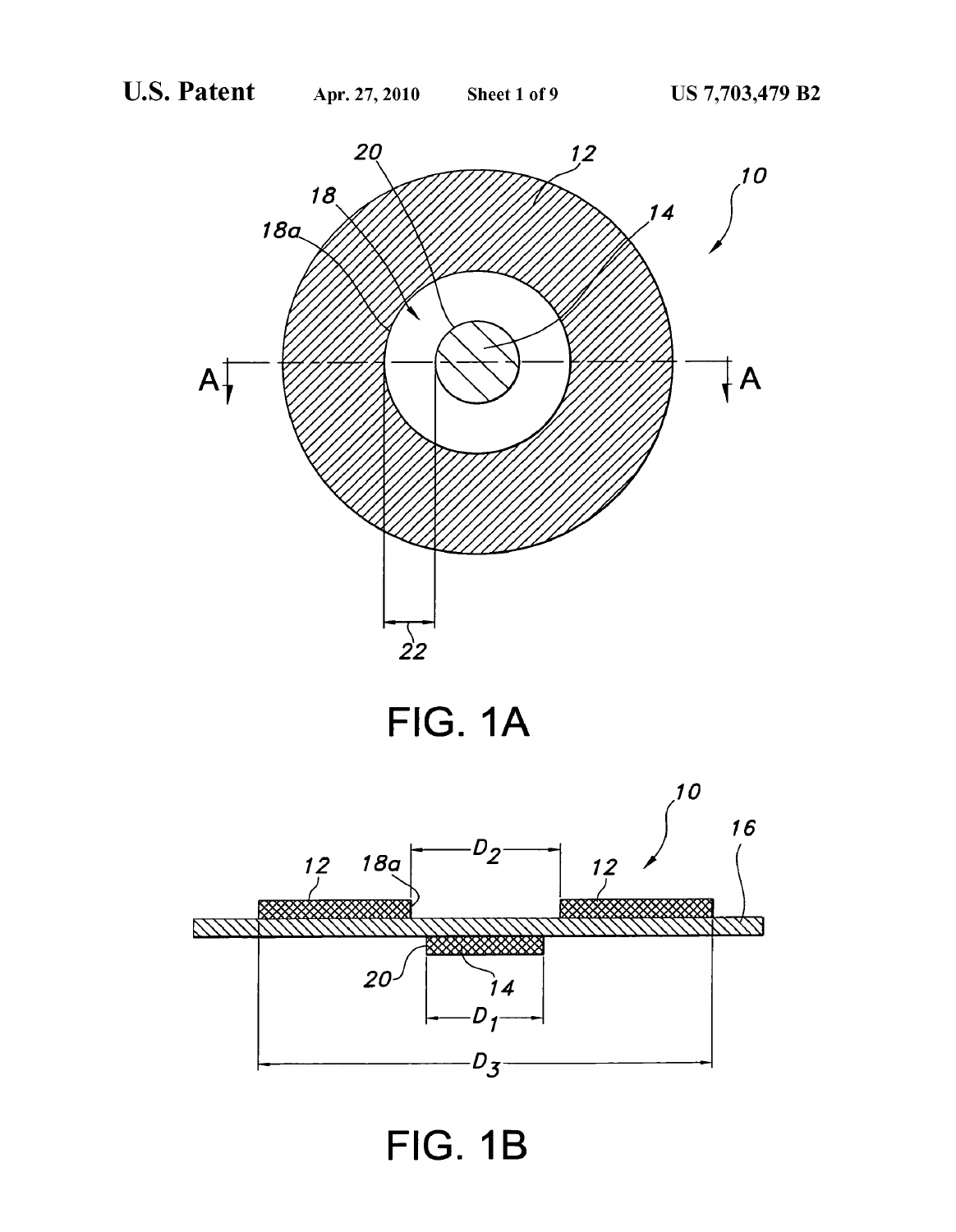FIG. 1A

FIG. 1B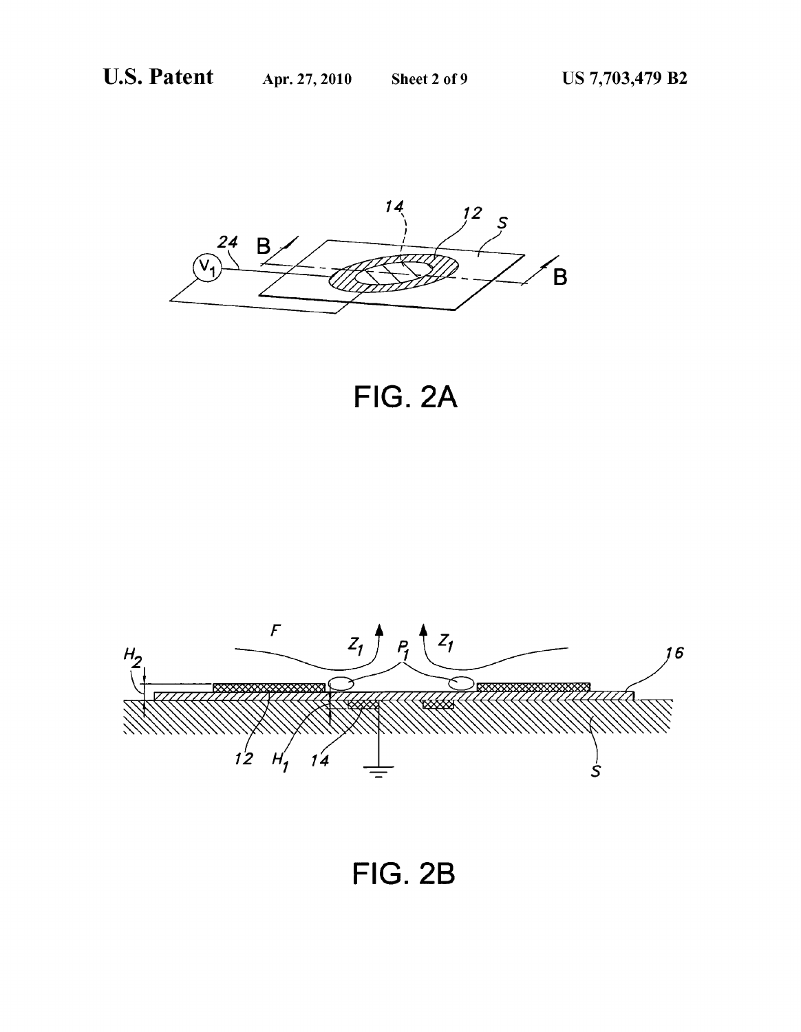FIG. 2A

FIG. 2B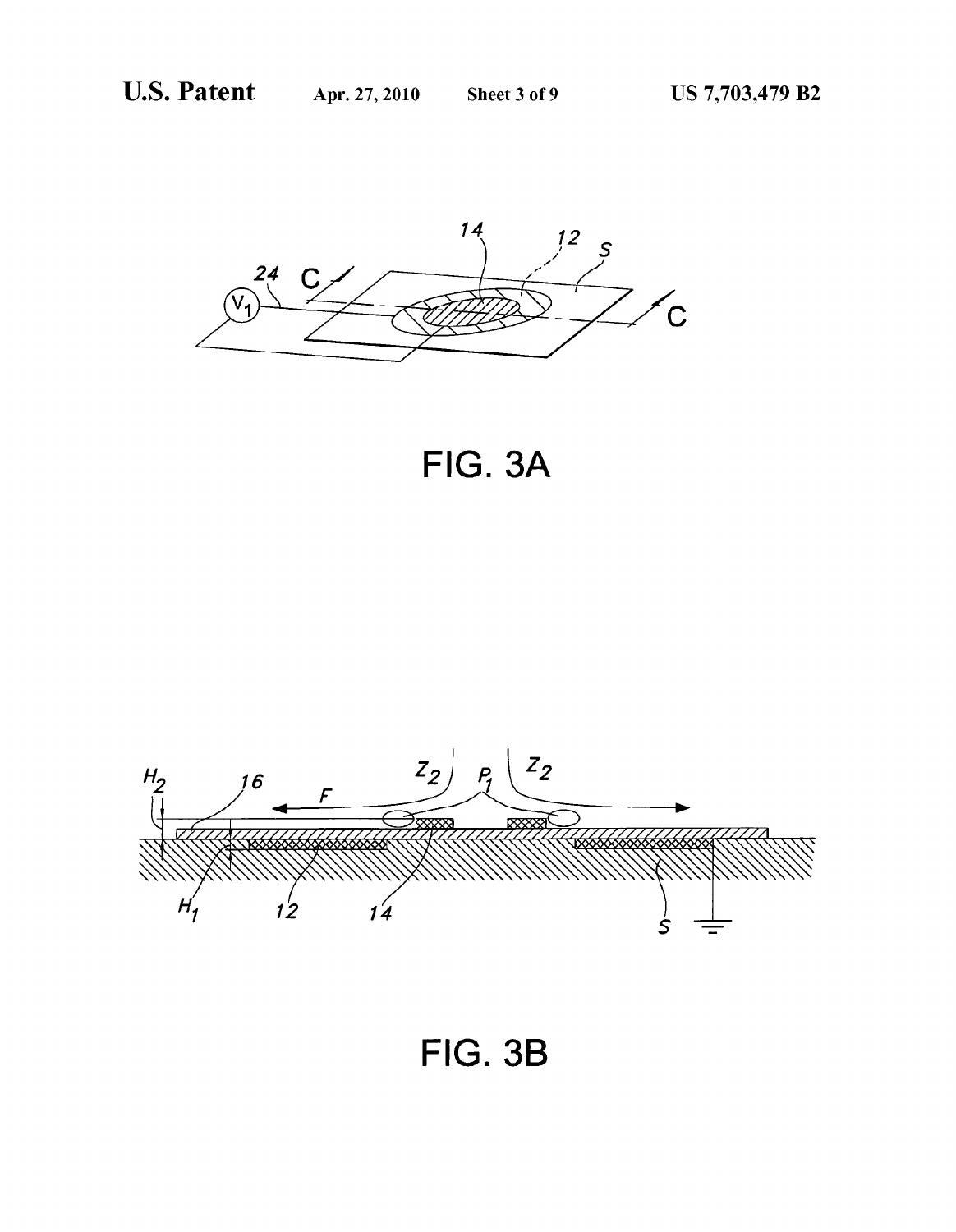FIG. 3A

FIG. 3B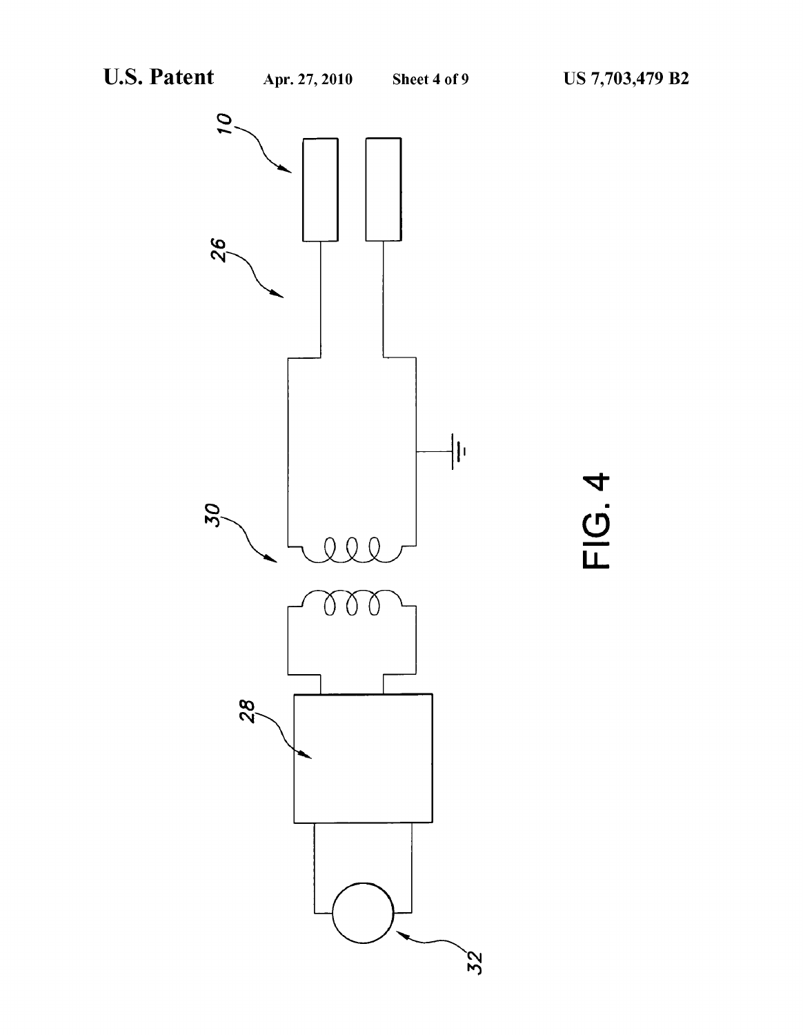FIG. 4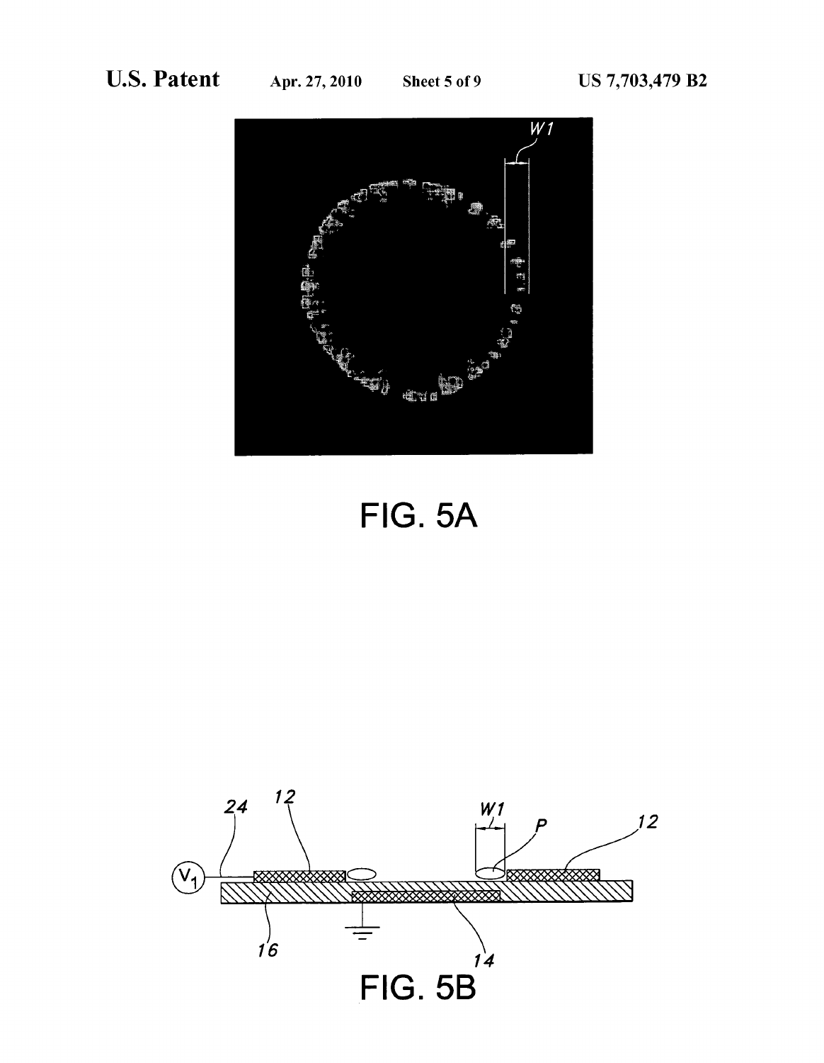FIG. 5A

FIG. 5B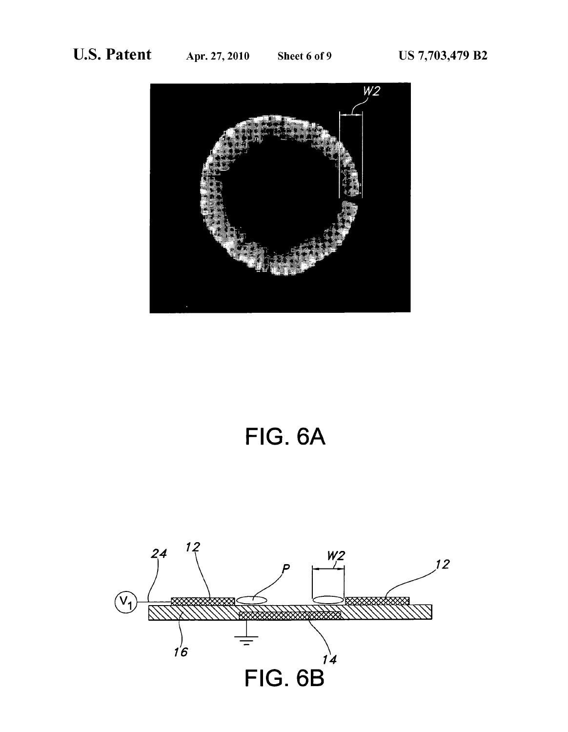FIG. 6A

FIG. 6B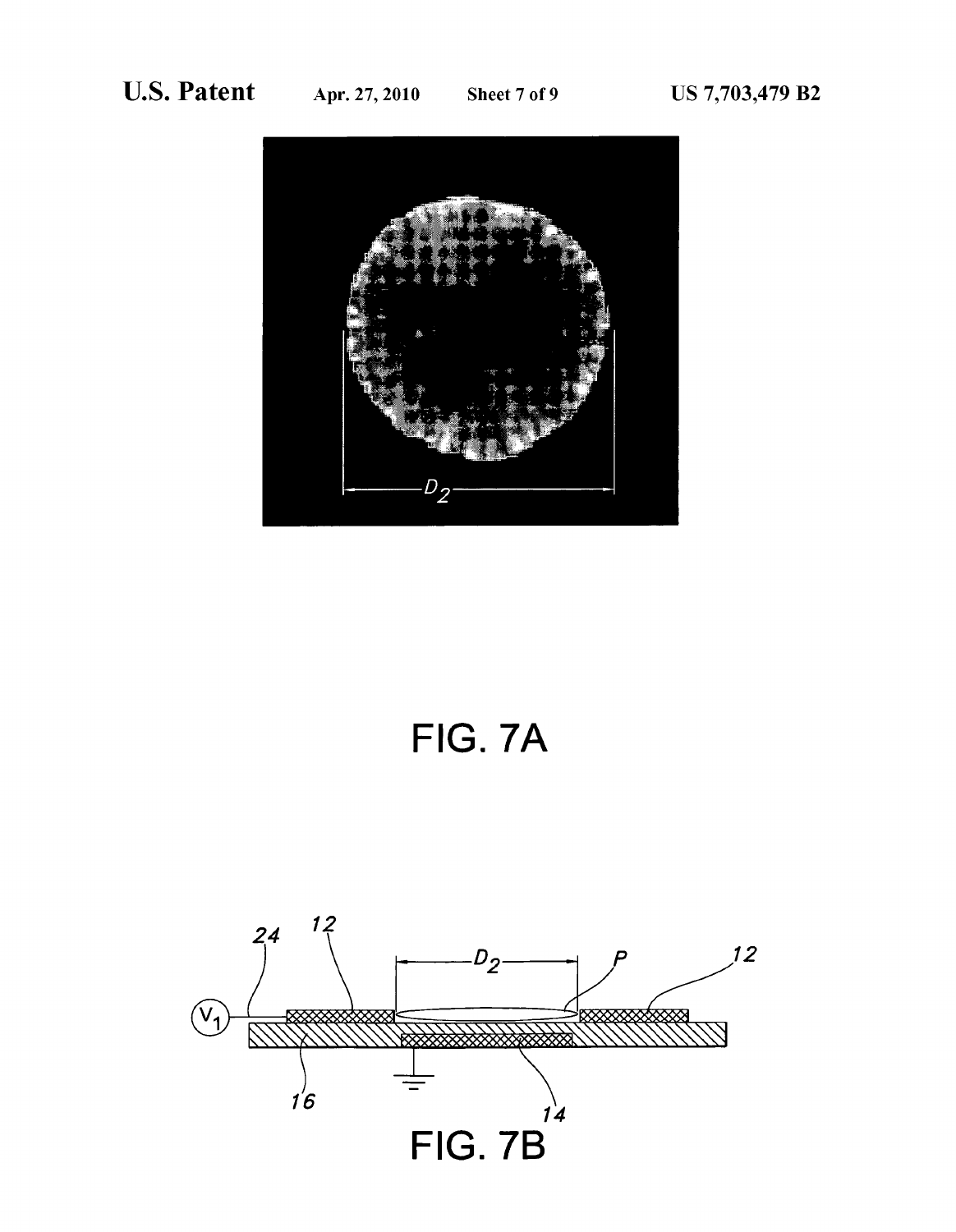FIG. 7A

FIG. 7B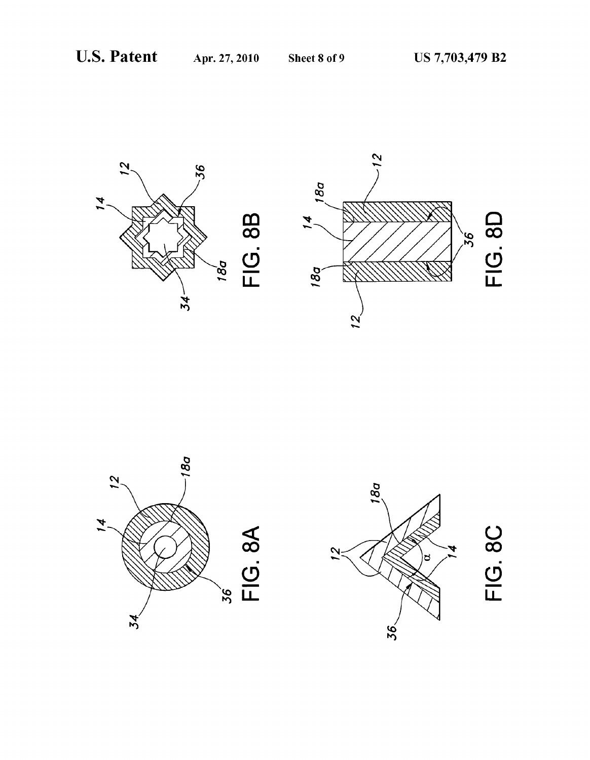FIG. 8A

FIG. 8B

FIG. 8C

FIG. 8D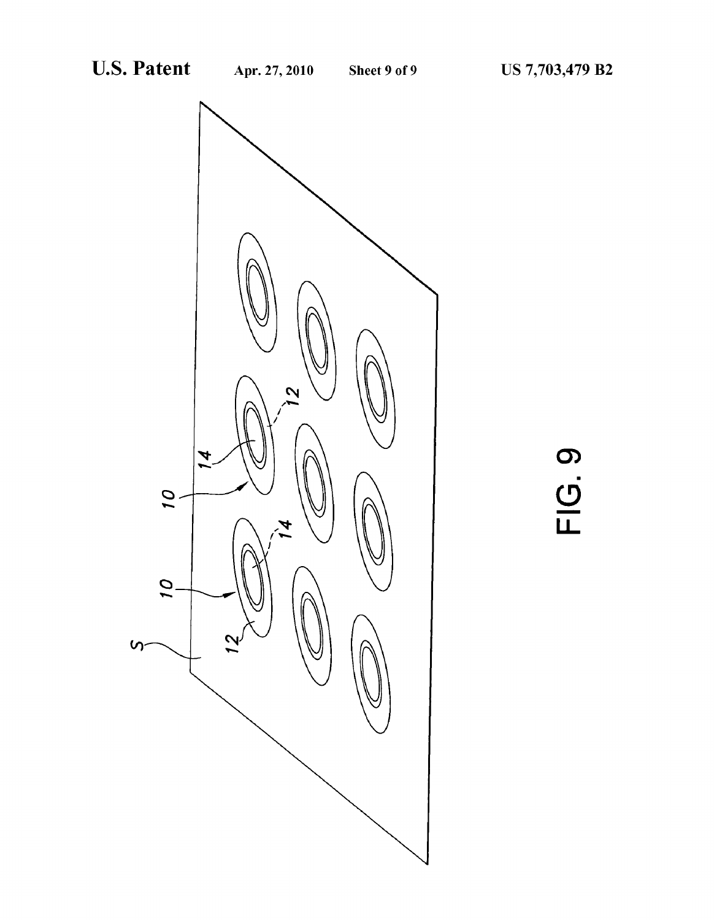FIG. 9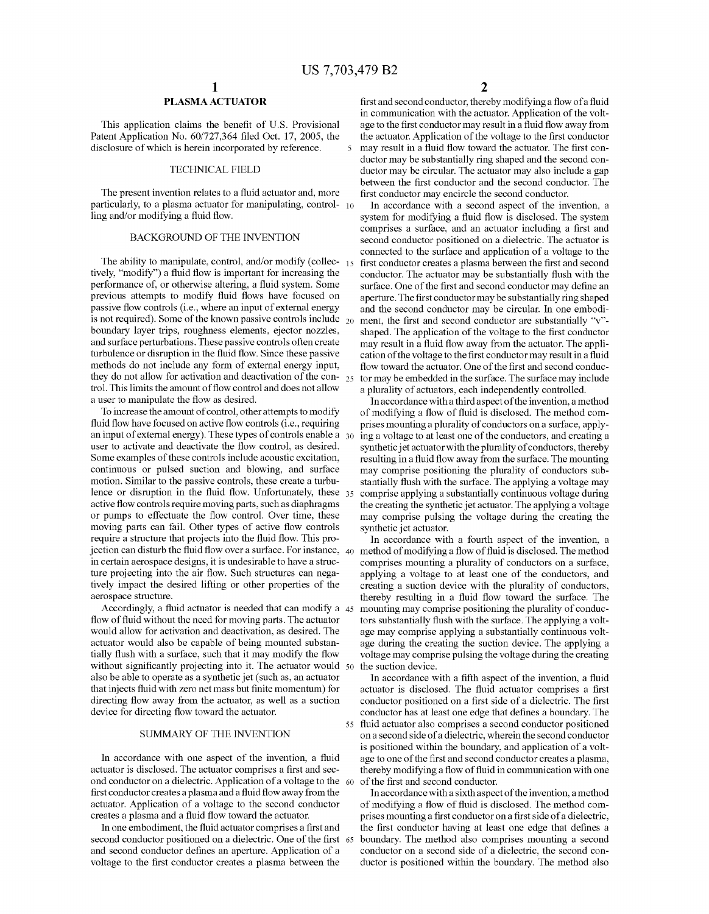# PLASMA ACTUATOR

This application claims the benefit of U.S. Provisional Patent Application No. 60/727,364 filed Oct. 17, 2005, the disclosure of which is herein incorporated by reference.

## TECHNICAL FIELD

The present invention relates to a fluid actuator and, more particularly, to a plasma actuator for manipulating, controlling and/or modifying a fluid flow.

## BACKGROUND OF THE INVENTION

The ability to manipulate, control, and/or modify (collectively, "modify") a fluid flow is important for increasing the performance of, or otherwise altering, a fluid system. Some previous attempts to modify fluid flows have focused on passive flow controls (i.e., where an input of external energy is not required). Some of the known passive controls include boundary layer trips, roughness elements, ejector nozzles, and surface perturbations. These passive controls often create turbulence or disruption in the fluid flow. Since these passive methods do not include any form of external energy input, they do not allow for activation and deactivation of the control. This limits the amount of flow control and does not allow a user to manipulate the flow as desired.

To increase the amount of control, other attempts to modify fluid flow have focused on active flow controls (i.e., requiring an input of external energy). These types of controls enable a user to activate and deactivate the flow control, as desired. Some examples of these controls include acoustic excitation, continuous or pulsed suction and blowing, and surface motion. Similar to the passive controls, these create a turbulence or disruption in the fluid flow. Unfortunately, these active flow controls require moving parts, such as diaphragms or pumps to effectuate the flow control. Over time, these moving parts can fail. Other types of active flow controls require a structure that projects into the fluid flow. This projection can disturb the fluid flow over a surface. For instance, in certain aerospace designs, it is undesirable to have a structure projecting into the air flow. Such structures can negatively impact the desired lifting or other properties of the aerospace structure.

Accordingly, a fluid actuator is needed that can modify a flow of fluid without the need for moving parts. The actuator would allow for activation and deactivation, as desired. The actuator would also be capable of being mounted substantially flush with a surface, such that it may modify the flow without significantly projecting into it. The actuator would also be able to operate as a synthetic jet (such as, an actuator that injects fluid with zero net mass but finite momentum) for directing flow away from the actuator, as well as a suction device for directing flow toward the actuator.

## SUMMARY OF THE INVENTION

In accordance with one aspect of the invention, a fluid actuator is disclosed. The actuator comprises a first and second conductor on a dielectric. Application of a voltage to the first conductor creates a plasma and a fluid flow away from the actuator. Application of a voltage to the second conductor creates a plasma and a fluid flow toward the actuator.

In one embodiment, the fluid actuator comprises a first and second conductor positioned on a dielectric. One of the first and second conductor defines an aperture. Application of a voltage to the first conductor creates a plasma between the first and second conductor, thereby modifying a flow of a fluid in communication with the actuator. Application of the voltage to the first conductor may result in a fluid flow away from the actuator. Application of the voltage to the first conductor may result in a fluid flow toward the actuator. The first conductor may be substantially ring shaped and the second conductor may be circular. The actuator may also include a gap between the first conductor and the second conductor. The first conductor may encircle the second conductor.

In accordance with a second aspect of the invention, a system for modifying a fluid flow is disclosed. The system comprises a surface, and an actuator including a first and second conductor positioned on a dielectric. The actuator is connected to the surface and application of a voltage to the first conductor creates a plasma between the first and second conductor. The actuator may be substantially flush with the surface. One of the first and second conductor may define an aperture. The first conductor may be substantially ring shaped and the second conductor may be circular. In one embodiment, the first and second conductor are substantially "v"-shaped. The application of the voltage to the first conductor may result in a fluid flow away from the actuator. The application of the voltage to the first conductor may result in a fluid flow toward the actuator. One of the first and second conductor may be embedded in the surface. The surface may include a plurality of actuators, each independently controlled.

In accordance with a third aspect of the invention, a method of modifying a flow of fluid is disclosed. The method comprises mounting a plurality of conductors on a surface, applying a voltage to at least one of the conductors, and creating a synthetic jet actuator with the plurality of conductors, thereby resulting in a fluid flow away from the surface. The mounting may comprise positioning the plurality of conductors substantially flush with the surface. The applying a voltage may comprise applying a substantially continuous voltage during the creating the synthetic jet actuator. The applying a voltage may comprise pulsing the voltage during the creating the synthetic jet actuator.

In accordance with a fourth aspect of the invention, a method of modifying a flow of fluid is disclosed. The method comprises mounting a plurality of conductors on a surface, applying a voltage to at least one of the conductors, and creating a suction device with the plurality of conductors, thereby resulting in a fluid flow toward the surface. The mounting may comprise positioning the plurality of conductors substantially flush with the surface. The applying a voltage may comprise applying a substantially continuous voltage during the creating the suction device. The applying a voltage may comprise pulsing the voltage during the creating the suction device.

In accordance with a fifth aspect of the invention, a fluid actuator is disclosed. The fluid actuator comprises a first conductor positioned on a first side of a dielectric. The first conductor has at least one edge that defines a boundary. The fluid actuator also comprises a second conductor positioned on a second side of a dielectric, wherein the second conductor is positioned within the boundary, and application of a voltage to one of the first and second conductor creates a plasma, thereby modifying a flow of fluid in communication with one of the first and second conductor.

In accordance with a sixth aspect of the invention, a method of modifying a flow of fluid is disclosed. The method comprises mounting a first conductor on a first side of a dielectric, the first conductor having at least one edge that defines a boundary. The method also comprises mounting a second conductor on a second side of a dielectric, the second conductor is positioned within the boundary. The method also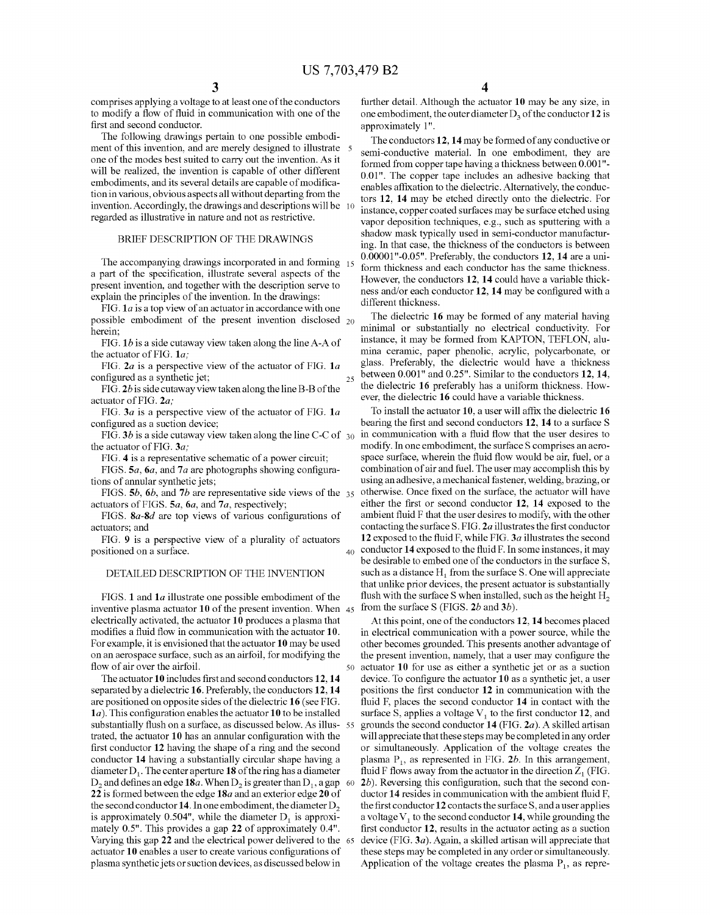comprises applying a voltage to at least one of the conductors to modify a flow of fluid in communication with one of the first and second conductor.

The following drawings pertain to one possible embodiment of this invention, and are merely designed to illustrate one of the modes best suited to carry out the invention. As it will be realized, the invention is capable of other different embodiments, and its several details are capable of modification in various, obvious aspects all without departing from the invention. Accordingly, the drawings and descriptions will be regarded as illustrative in nature and not as restrictive.

## BRIEF DESCRIPTION OF THE DRAWINGS

The accompanying drawings incorporated in and forming a part of the specification, illustrate several aspects of the present invention, and together with the description serve to explain the principles of the invention. In the drawings:

FIG. **1***a* is a top view of an actuator in accordance with one possible embodiment of the present invention disclosed herein;

FIG. **1***b* is a side cutaway view taken along the line A-A of the actuator of FIG. **1***a*;

FIG. **2***a* is a perspective view of the actuator of FIG. **1***a* configured as a synthetic jet;

FIG. **2***b* is side cutaway view taken along the line B-B of the actuator of FIG. **2***a*;

FIG. **3***a* is a perspective view of the actuator of FIG. **1***a* configured as a suction device;

FIG. **3***b* is a side cutaway view taken along the line C-C of the actuator of FIG. **3***a*;

FIG. **4** is a representative schematic of a power circuit;

FIGS. **5***a*, **6***a*, and **7***a* are photographs showing configurations of annular synthetic jets;

FIGS. **5***b*, **6***b*, and **7***b* are representative side views of the actuators of FIGS. **5***a*, **6***a*, and **7***a*, respectively;

FIGS. **8***a*-**8***d* are top views of various configurations of actuators; and

FIG. **9** is a perspective view of a plurality of actuators positioned on a surface.

## DETAILED DESCRIPTION OF THE INVENTION

FIGS. **1** and **1***a* illustrate one possible embodiment of the inventive plasma actuator **10** of the present invention. When electrically activated, the actuator **10** produces a plasma that modifies a fluid flow in communication with the actuator **10**. For example, it is envisioned that the actuator **10** may be used on an aerospace surface, such as an airfoil, for modifying the flow of air over the airfoil.

The actuator **10** includes first and second conductors **12**, **14** separated by a dielectric **16**. Preferably, the conductors **12**, **14** are positioned on opposite sides of the dielectric **16** (see FIG. **1***a*). This configuration enables the actuator **10** to be installed substantially flush on a surface, as discussed below. As illustrated, the actuator **10** has an annular configuration with the first conductor **12** having the shape of a ring and the second conductor **14** having a substantially circular shape having a diameter $D_1$. The center aperture **18** of the ring has a diameter $D_2$ and defines an edge **18***a*. When $D_2$ is greater than $D_1$, a gap **22** is formed between the edge **18***a* and an exterior edge **20** of the second conductor **14**. In one embodiment, the diameter $D_2$ is approximately 0.504", while the diameter $D_1$ is approximately 0.5". This provides a gap **22** of approximately 0.4". Varying this gap **22** and the electrical power delivered to the actuator **10** enables a user to create various configurations of plasma synthetic jets or suction devices, as discussed below in further detail. Although the actuator **10** may be any size, in one embodiment, the outer diameter $D_3$ of the conductor **12** is approximately 1".

The conductors **12**, **14** may be formed of any conductive or semi-conductive material. In one embodiment, they are formed from copper tape having a thickness between 0.001"-0.01". The copper tape includes an adhesive backing that enables affixation to the dielectric. Alternatively, the conductors **12**, **14** may be etched directly onto the dielectric. For instance, copper coated surfaces may be surface etched using vapor deposition techniques, e.g., such as sputtering with a shadow mask typically used in semi-conductor manufacturing. In that case, the thickness of the conductors is between 0.00001"-0.05". Preferably, the conductors **12**, **14** are a uniform thickness and each conductor has the same thickness. However, the conductors **12**, **14** could have a variable thickness and/or each conductor **12**, **14** may be configured with a different thickness.

The dielectric **16** may be formed of any material having minimal or substantially no electrical conductivity. For instance, it may be formed from KAPTON, TEFLON, alumina ceramic, paper phenolic, acrylic, polycarbonate, or glass. Preferably, the dielectric would have a thickness between 0.001" and 0.25". Similar to the conductors **12**, **14**, the dielectric **16** preferably has a uniform thickness. However, the dielectric **16** could have a variable thickness.

To install the actuator **10**, a user will affix the dielectric **16** bearing the first and second conductors **12**, **14** to a surface S in communication with a fluid flow that the user desires to modify. In one embodiment, the surface S comprises an aerospace surface, wherein the fluid flow would be air, fuel, or a combination of air and fuel. The user may accomplish this by using an adhesive, a mechanical fastener, welding, brazing, or otherwise. Once fixed on the surface, the actuator will have either the first or second conductor **12**, **14** exposed to the ambient fluid F that the user desires to modify, with the other contacting the surface S. FIG. **2***a* illustrates the first conductor **12** exposed to the fluid F, while FIG. **3***a* illustrates the second conductor **14** exposed to the fluid F. In some instances, it may be desirable to embed one of the conductors in the surface S, such as a distance $H_1$ from the surface S. One will appreciate that unlike prior devices, the present actuator is substantially flush with the surface S when installed, such as the height $H_2$ from the surface S (FIGS. **2***b* and **3***b*).

At this point, one of the conductors **12**, **14** becomes placed in electrical communication with a power source, while the other becomes grounded. This presents another advantage of the present invention, namely, that a user may configure the actuator **10** for use as either a synthetic jet or as a suction device. To configure the actuator **10** as a synthetic jet, a user positions the first conductor **12** in communication with the fluid F, places the second conductor **14** in contact with the surface S, applies a voltage $V_1$ to the first conductor **12**, and grounds the second conductor **14** (FIG. **2***a*). A skilled artisan will appreciate that these steps may be completed in any order or simultaneously. Application of the voltage creates the plasma $P_1$, as represented in FIG. **2***b*. In this arrangement, fluid F flows away from the actuator in the direction $Z_1$ (FIG. **2***b*). Reversing this configuration, such that the second conductor **14** resides in communication with the ambient fluid F, the first conductor **12** contacts the surface S, and a user applies a voltage $V_1$ to the second conductor **14**, while grounding the first conductor **12**, results in the actuator acting as a suction device (FIG. **3***a*). Again, a skilled artisan will appreciate that these steps may be completed in any order or simultaneously. Application of the voltage creates the plasma $P_1$, as repre-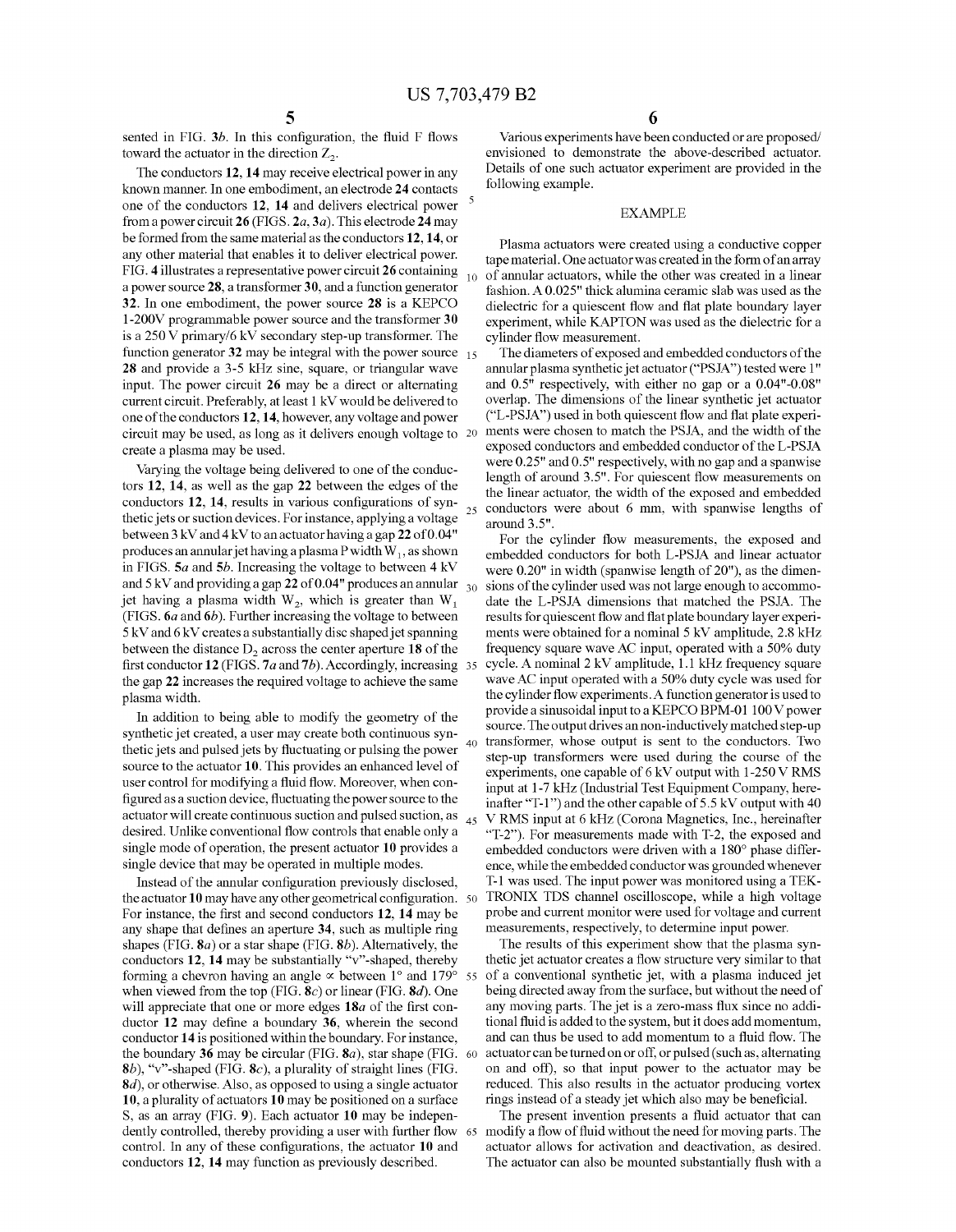sented in FIG. 3*b*. In this configuration, the fluid F flows toward the actuator in the direction $Z_2$.

The conductors **12**, **14** may receive electrical power in any known manner. In one embodiment, an electrode **24** contacts one of the conductors **12**, **14** and delivers electrical power from a power circuit **26** (FIGS. 2*a*, 3*a*). This electrode **24** may be formed from the same material as the conductors **12**, **14**, or any other material that enables it to deliver electrical power. FIG. **4** illustrates a representative power circuit **26** containing a power source **28**, a transformer **30**, and a function generator **32**. In one embodiment, the power source **28** is a KEPCO 1-200V programmable power source and the transformer **30** is a 250 V primary/6 kV secondary step-up transformer. The function generator **32** may be integral with the power source **28** and provide a 3-5 kHz sine, square, or triangular wave input. The power circuit **26** may be a direct or alternating current circuit. Preferably, at least 1 kV would be delivered to one of the conductors **12**, **14**, however, any voltage and power circuit may be used, as long as it delivers enough voltage to create a plasma may be used.

Varying the voltage being delivered to one of the conductors **12**, **14**, as well as the gap **22** between the edges of the conductors **12**, **14**, results in various configurations of synthetic jets or suction devices. For instance, applying a voltage between 3 kV and 4 kV to an actuator having a gap **22** of 0.04" produces an annular jet having a plasma P width $W_1$, as shown in FIGS. **5***a* and **5***b*. Increasing the voltage to between 4 kV and 5 kV and providing a gap **22** of 0.04" produces an annular jet having a plasma width $W_2$, which is greater than $W_1$ (FIGS. **6***a* and **6***b*). Further increasing the voltage to between 5 kV and 6 kV creates a substantially disc shaped jet spanning between the distance $D_2$ across the center aperture **18** of the first conductor **12** (FIGS. **7***a* and **7***b*). Accordingly, increasing the gap **22** increases the required voltage to achieve the same plasma width.

In addition to being able to modify the geometry of the synthetic jet created, a user may create both continuous synthetic jets and pulsed jets by fluctuating or pulsing the power source to the actuator **10**. This provides an enhanced level of user control for modifying a fluid flow. Moreover, when configured as a suction device, fluctuating the power source to the actuator will create continuous suction and pulsed suction, as desired. Unlike conventional flow controls that enable only a single mode of operation, the present actuator **10** provides a single device that may be operated in multiple modes.

Instead of the annular configuration previously disclosed, the actuator **10** may have any other geometrical configuration. For instance, the first and second conductors **12**, **14** may be any shape that defines an aperture **34**, such as multiple ring shapes (FIG. **8***a*) or a star shape (FIG. **8***b*). Alternatively, the conductors **12**, **14** may be substantially "v"-shaped, thereby forming a chevron having an angle ∝ between 1° and 179° when viewed from the top (FIG. **8***c*) or linear (FIG. **8***d*). One will appreciate that one or more edges **18***a* of the first conductor **12** may define a boundary **36**, wherein the second conductor **14** is positioned within the boundary. For instance, the boundary **36** may be circular (FIG. **8***a*), star shape (FIG. **8***b*), "v"-shaped (FIG. **8***c*), a plurality of straight lines (FIG. **8***d*), or otherwise. Also, as opposed to using a single actuator **10**, a plurality of actuators **10** may be positioned on a surface S, as an array (FIG. **9**). Each actuator **10** may be independently controlled, thereby providing a user with further flow control. In any of these configurations, the actuator **10** and conductors **12**, **14** may function as previously described.

Various experiments have been conducted or are proposed/envisioned to demonstrate the above-described actuator. Details of one such actuator experiment are provided in the following example.

## EXAMPLE

Plasma actuators were created using a conductive copper tape material. One actuator was created in the form of an array of annular actuators, while the other was created in a linear fashion. A 0.025" thick alumina ceramic slab was used as the dielectric for a quiescent flow and flat plate boundary layer experiment, while KAPTON was used as the dielectric for a cylinder flow measurement.

The diameters of exposed and embedded conductors of the annular plasma synthetic jet actuator ("PSJA") tested were 1" and 0.5" respectively, with either no gap or a 0.04"-0.08" overlap. The dimensions of the linear synthetic jet actuator ("L-PSJA") used in both quiescent flow and flat plate experiments were chosen to match the PSJA, and the width of the exposed conductors and embedded conductor of the L-PSJA were 0.25" and 0.5" respectively, with no gap and a spanwise length of around 3.5". For quiescent flow measurements on the linear actuator, the width of the exposed and embedded conductors were about 6 mm, with spanwise lengths of around 3.5".

For the cylinder flow measurements, the exposed and embedded conductors for both L-PSJA and linear actuator were 0.20" in width (spanwise length of 20"), as the dimensions of the cylinder used was not large enough to accommodate the L-PSJA dimensions that matched the PSJA. The results for quiescent flow and flat plate boundary layer experiments were obtained for a nominal 5 kV amplitude, 2.8 kHz frequency square wave AC input, operated with a 50% duty cycle. A nominal 2 kV amplitude, 1.1 kHz frequency square wave AC input operated with a 50% duty cycle was used for the cylinder flow experiments. A function generator is used to provide a sinusoidal input to a KEPCO BPM-01 100 V power source. The output drives an non-inductively matched step-up transformer, whose output is sent to the conductors. Two step-up transformers were used during the course of the experiments, one capable of 6 kV output with 1-250 V RMS input at 1-7 kHz (Industrial Test Equipment Company, hereinafter "T-1") and the other capable of 5.5 kV output with 40 V RMS input at 6 kHz (Corona Magnetics, Inc., hereinafter "T-2"). For measurements made with T-2, the exposed and embedded conductors were driven with a 180° phase difference, while the embedded conductor was grounded whenever T-1 was used. The input power was monitored using a TEKTRONIX TDS channel oscilloscope, while a high voltage probe and current monitor were used for voltage and current measurements, respectively, to determine input power.

The results of this experiment show that the plasma synthetic jet actuator creates a flow structure very similar to that of a conventional synthetic jet, with a plasma induced jet being directed away from the surface, but without the need of any moving parts. The jet is a zero-mass flux since no additional fluid is added to the system, but it does add momentum, and can thus be used to add momentum to a fluid flow. The actuator can be turned on or off, or pulsed (such as, alternating on and off), so that input power to the actuator may be reduced. This also results in the actuator producing vortex rings instead of a steady jet which also may be beneficial.

The present invention presents a fluid actuator that can modify a flow of fluid without the need for moving parts. The actuator allows for activation and deactivation, as desired. The actuator can also be mounted substantially flush with a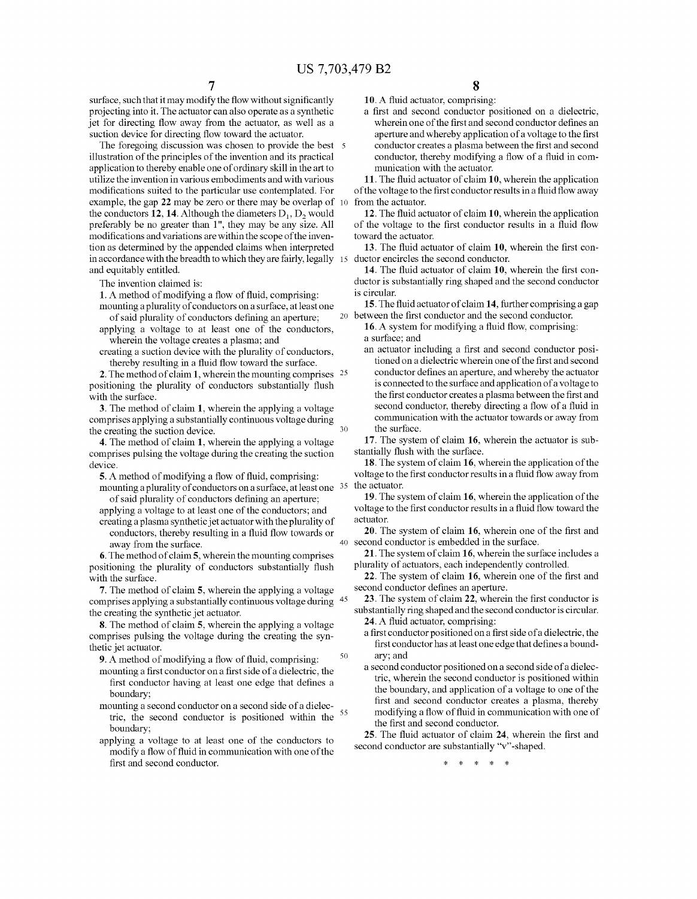surface, such that it may modify the flow without significantly projecting into it. The actuator can also operate as a synthetic jet for directing flow away from the actuator, as well as a suction device for directing flow toward the actuator.

The foregoing discussion was chosen to provide the best illustration of the principles of the invention and its practical application to thereby enable one of ordinary skill in the art to utilize the invention in various embodiments and with various modifications suited to the particular use contemplated. For example, the gap 22 may be zero or there may be overlap of the conductors 12, 14. Although the diameters $D_1$, $D_2$ would preferably be no greater than 1", they may be any size. All modifications and variations are within the scope of the invention as determined by the appended claims when interpreted in accordance with the breadth to which they are fairly, legally and equitably entitled.

The invention claimed is:

1. A method of modifying a flow of fluid, comprising:
   - mounting a plurality of conductors on a surface, at least one of said plurality of conductors defining an aperture;
   - applying a voltage to at least one of the conductors, wherein the voltage creates a plasma; and
   - creating a suction device with the plurality of conductors, thereby resulting in a fluid flow toward the surface.

2. The method of claim 1, wherein the mounting comprises positioning the plurality of conductors substantially flush with the surface.

3. The method of claim 1, wherein the applying a voltage comprises applying a substantially continuous voltage during the creating the suction device.

4. The method of claim 1, wherein the applying a voltage comprises pulsing the voltage during the creating the suction device.

5. A method of modifying a flow of fluid, comprising:
   - mounting a plurality of conductors on a surface, at least one of said plurality of conductors defining an aperture;
   - applying a voltage to at least one of the conductors; and
   - creating a plasma synthetic jet actuator with the plurality of conductors, thereby resulting in a fluid flow towards or away from the surface.

6. The method of claim 5, wherein the mounting comprises positioning the plurality of conductors substantially flush with the surface.

7. The method of claim 5, wherein the applying a voltage comprises applying a substantially continuous voltage during the creating the synthetic jet actuator.

8. The method of claim 5, wherein the applying a voltage comprises pulsing the voltage during the creating the synthetic jet actuator.

9. A method of modifying a flow of fluid, comprising:
   - mounting a first conductor on a first side of a dielectric, the first conductor having at least one edge that defines a boundary;
   - mounting a second conductor on a second side of a dielectric, the second conductor is positioned within the boundary;
   - applying a voltage to at least one of the conductors to modify a flow of fluid in communication with one of the first and second conductor.

10. A fluid actuator, comprising:
    - a first and second conductor positioned on a dielectric, wherein one of the first and second conductor defines an aperture and whereby application of a voltage to the first conductor creates a plasma between the first and second conductor, thereby modifying a flow of a fluid in communication with the actuator.

11. The fluid actuator of claim 10, wherein the application of the voltage to the first conductor results in a fluid flow away from the actuator.

12. The fluid actuator of claim 10, wherein the application of the voltage to the first conductor results in a fluid flow toward the actuator.

13. The fluid actuator of claim 10, wherein the first conductor encircles the second conductor.

14. The fluid actuator of claim 10, wherein the first conductor is substantially ring shaped and the second conductor is circular.

15. The fluid actuator of claim 14, further comprising a gap between the first conductor and the second conductor.

16. A system for modifying a fluid flow, comprising:
    - a surface; and
    - an actuator including a first and second conductor positioned on a dielectric wherein one of the first and second conductor defines an aperture, and whereby the actuator is connected to the surface and application of a voltage to the first conductor creates a plasma between the first and second conductor, thereby directing a flow of a fluid in communication with the actuator towards or away from the surface.

17. The system of claim 16, wherein the actuator is substantially flush with the surface.

18. The system of claim 16, wherein the application of the voltage to the first conductor results in a fluid flow away from the actuator.

19. The system of claim 16, wherein the application of the voltage to the first conductor results in a fluid flow toward the actuator.

20. The system of claim 16, wherein one of the first and second conductor is embedded in the surface.

21. The system of claim 16, wherein the surface includes a plurality of actuators, each independently controlled.

22. The system of claim 16, wherein one of the first and second conductor defines an aperture.

23. The system of claim 22, wherein the first conductor is substantially ring shaped and the second conductor is circular.

24. A fluid actuator, comprising:
    - a first conductor positioned on a first side of a dielectric, the first conductor has at least one edge that defines a boundary; and
    - a second conductor positioned on a second side of a dielectric, wherein the second conductor is positioned within the boundary, and application of a voltage to one of the first and second conductor creates a plasma, thereby modifying a flow of fluid in communication with one of the first and second conductor.

25. The fluid actuator of claim 24, wherein the first and second conductor are substantially "v"-shaped.

\* \* \* \* \*